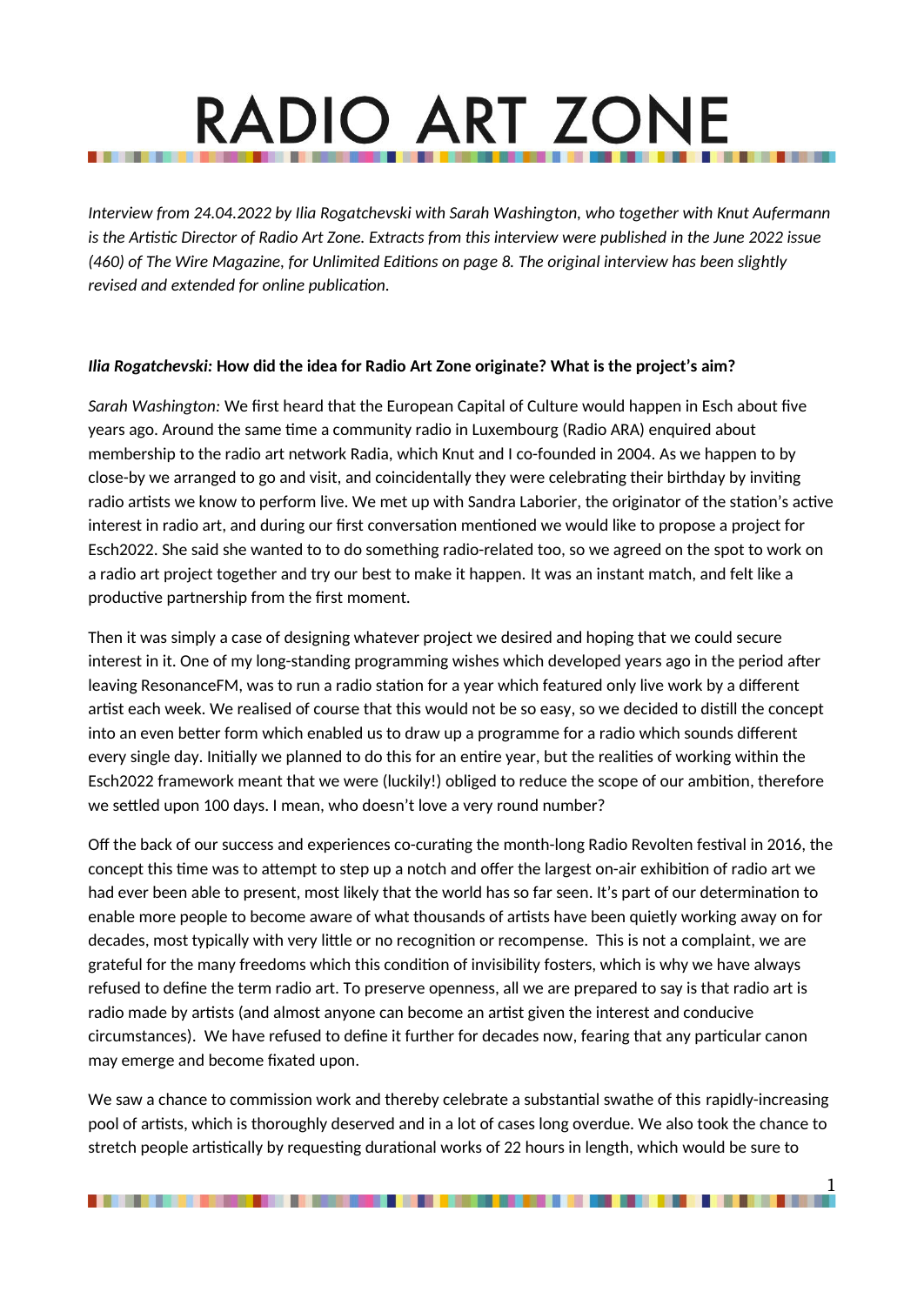#  RADIO ART ZONE

*Interview from 24.04.2022 by Ilia Rogatchevski with Sarah Washington, who together with Knut Aufermann is the Artistic Director of Radio Art Zone. Extracts from this interview were published in the June 2022 issue (460) of The Wire Magazine, for Unlimited Editions on page 8. The original interview has been slightly revised and extended for online publication.*

***Ilia Rogatchevski:* How did the idea for Radio Art Zone originate? What is the project's aim?**

*Sarah Washington:* We first heard that the European Capital of Culture would happen in Esch about five years ago. Around the same time a community radio in Luxembourg (Radio ARA) enquired about membership to the radio art network Radia, which Knut and I co-founded in 2004. As we happen to by close-by we arranged to go and visit, and coincidentally they were celebrating their birthday by inviting radio artists we know to perform live. We met up with Sandra Laborier, the originator of the station's active interest in radio art, and during our first conversation mentioned we would like to propose a project for Esch2022. She said she wanted to to do something radio-related too, so we agreed on the spot to work on a radio art project together and try our best to make it happen. It was an instant match, and felt like a productive partnership from the first moment.

Then it was simply a case of designing whatever project we desired and hoping that we could secure interest in it. One of my long-standing programming wishes which developed years ago in the period after leaving ResonanceFM, was to run a radio station for a year which featured only live work by a different artist each week. We realised of course that this would not be so easy, so we decided to distill the concept into an even better form which enabled us to draw up a programme for a radio which sounds different every single day. Initially we planned to do this for an entire year, but the realities of working within the Esch2022 framework meant that we were (luckily!) obliged to reduce the scope of our ambition, therefore we settled upon 100 days. I mean, who doesn't love a very round number?

Off the back of our success and experiences co-curating the month-long Radio Revolten festival in 2016, the concept this time was to attempt to step up a notch and offer the largest on-air exhibition of radio art we had ever been able to present, most likely that the world has so far seen. It's part of our determination to enable more people to become aware of what thousands of artists have been quietly working away on for decades, most typically with very little or no recognition or recompense. This is not a complaint, we are grateful for the many freedoms which this condition of invisibility fosters, which is why we have always refused to define the term radio art. To preserve openness, all we are prepared to say is that radio art is radio made by artists (and almost anyone can become an artist given the interest and conducive circumstances). We have refused to define it further for decades now, fearing that any particular canon may emerge and become fixated upon.

We saw a chance to commission work and thereby celebrate a substantial swathe of this rapidly-increasing pool of artists, which is thoroughly deserved and in a lot of cases long overdue. We also took the chance to stretch people artistically by requesting durational works of 22 hours in length, which would be sure to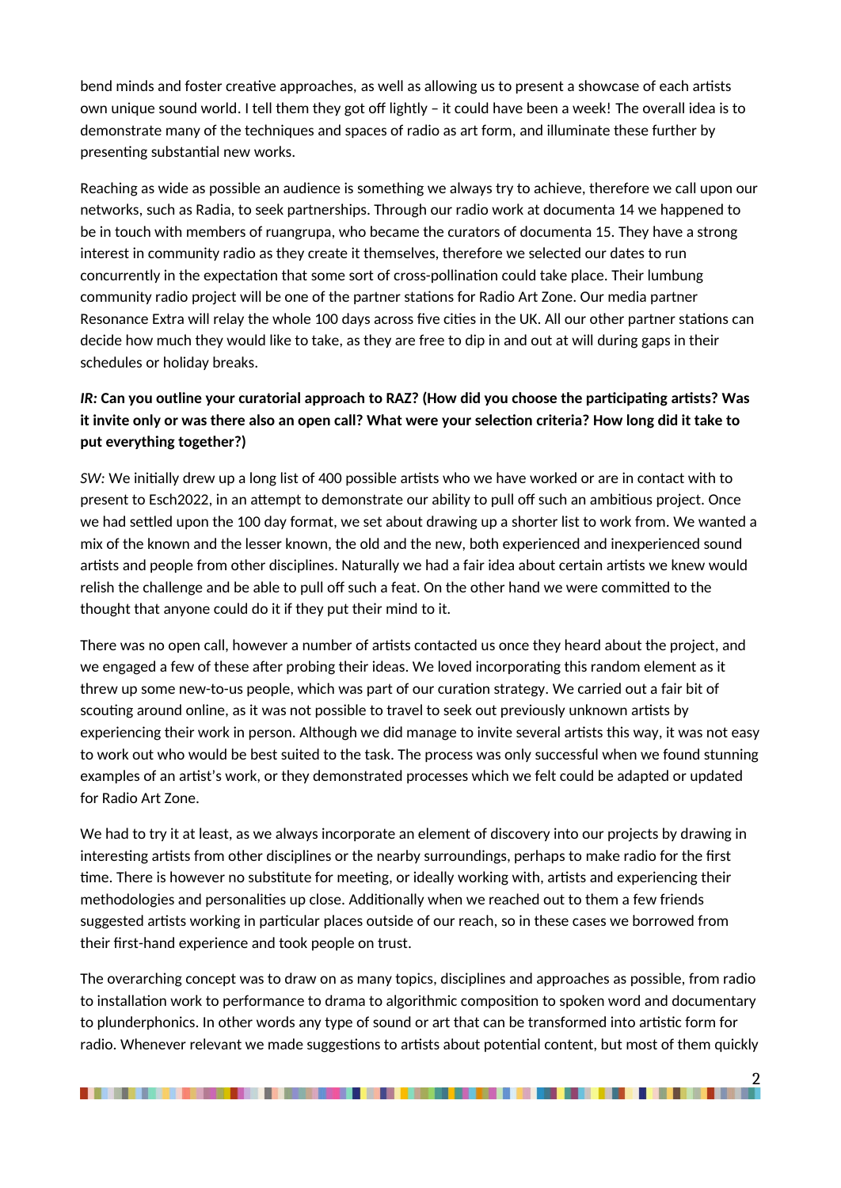bend minds and foster creative approaches, as well as allowing us to present a showcase of each artists own unique sound world. I tell them they got off lightly – it could have been a week! The overall idea is to demonstrate many of the techniques and spaces of radio as art form, and illuminate these further by presenting substantial new works.

Reaching as wide as possible an audience is something we always try to achieve, therefore we call upon our networks, such as Radia, to seek partnerships. Through our radio work at documenta 14 we happened to be in touch with members of ruangrupa, who became the curators of documenta 15. They have a strong interest in community radio as they create it themselves, therefore we selected our dates to run concurrently in the expectation that some sort of cross-pollination could take place. Their lumbung community radio project will be one of the partner stations for Radio Art Zone. Our media partner Resonance Extra will relay the whole 100 days across five cities in the UK. All our other partner stations can decide how much they would like to take, as they are free to dip in and out at will during gaps in their schedules or holiday breaks.

***IR:* Can you outline your curatorial approach to RAZ? (How did you choose the participating artists? Was it invite only or was there also an open call? What were your selection criteria? How long did it take to put everything together?)**

*SW:* We initially drew up a long list of 400 possible artists who we have worked or are in contact with to present to Esch2022, in an attempt to demonstrate our ability to pull off such an ambitious project. Once we had settled upon the 100 day format, we set about drawing up a shorter list to work from. We wanted a mix of the known and the lesser known, the old and the new, both experienced and inexperienced sound artists and people from other disciplines. Naturally we had a fair idea about certain artists we knew would relish the challenge and be able to pull off such a feat. On the other hand we were committed to the thought that anyone could do it if they put their mind to it.

There was no open call, however a number of artists contacted us once they heard about the project, and we engaged a few of these after probing their ideas. We loved incorporating this random element as it threw up some new-to-us people, which was part of our curation strategy. We carried out a fair bit of scouting around online, as it was not possible to travel to seek out previously unknown artists by experiencing their work in person. Although we did manage to invite several artists this way, it was not easy to work out who would be best suited to the task. The process was only successful when we found stunning examples of an artist's work, or they demonstrated processes which we felt could be adapted or updated for Radio Art Zone.

We had to try it at least, as we always incorporate an element of discovery into our projects by drawing in interesting artists from other disciplines or the nearby surroundings, perhaps to make radio for the first time. There is however no substitute for meeting, or ideally working with, artists and experiencing their methodologies and personalities up close. Additionally when we reached out to them a few friends suggested artists working in particular places outside of our reach, so in these cases we borrowed from their first-hand experience and took people on trust.

The overarching concept was to draw on as many topics, disciplines and approaches as possible, from radio to installation work to performance to drama to algorithmic composition to spoken word and documentary to plunderphonics. In other words any type of sound or art that can be transformed into artistic form for radio. Whenever relevant we made suggestions to artists about potential content, but most of them quickly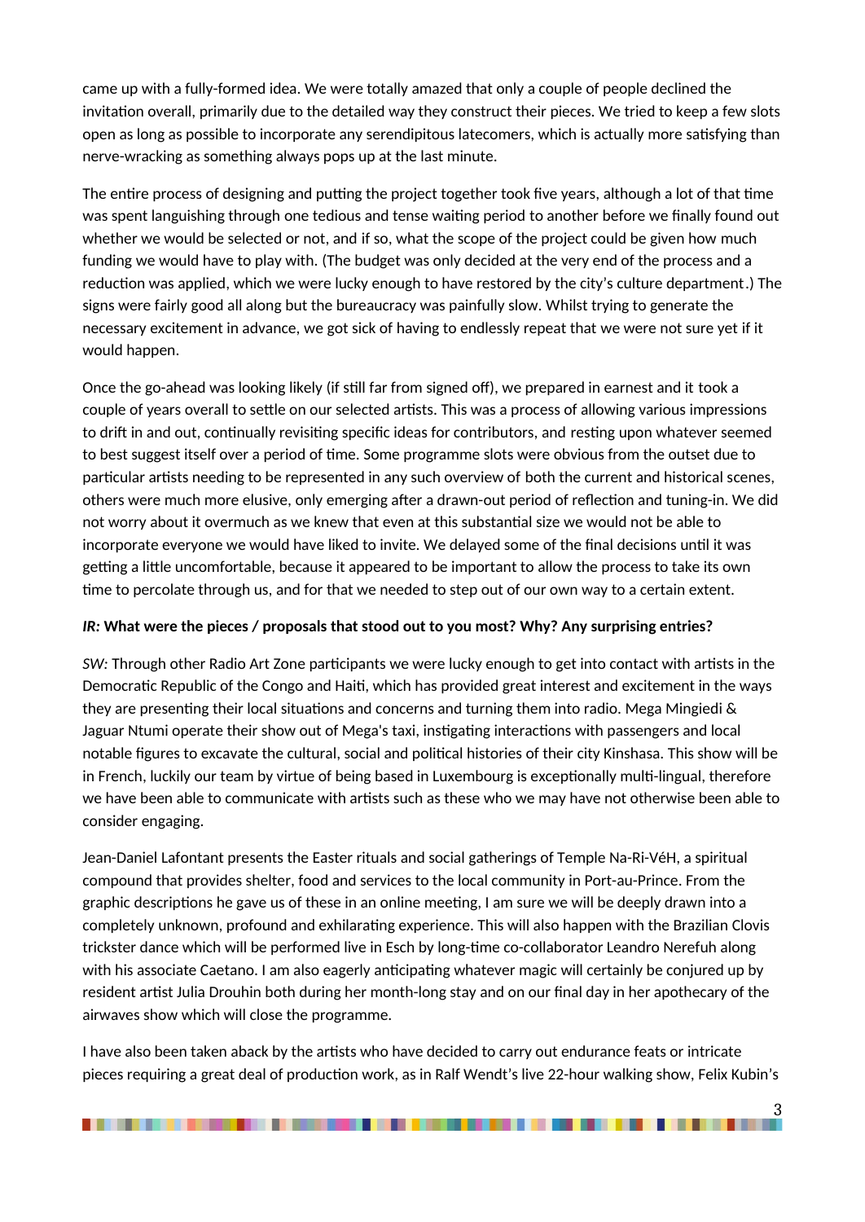came up with a fully-formed idea. We were totally amazed that only a couple of people declined the invitation overall, primarily due to the detailed way they construct their pieces. We tried to keep a few slots open as long as possible to incorporate any serendipitous latecomers, which is actually more satisfying than nerve-wracking as something always pops up at the last minute.

The entire process of designing and putting the project together took five years, although a lot of that time was spent languishing through one tedious and tense waiting period to another before we finally found out whether we would be selected or not, and if so, what the scope of the project could be given how much funding we would have to play with. (The budget was only decided at the very end of the process and a reduction was applied, which we were lucky enough to have restored by the city's culture department.) The signs were fairly good all along but the bureaucracy was painfully slow. Whilst trying to generate the necessary excitement in advance, we got sick of having to endlessly repeat that we were not sure yet if it would happen.

Once the go-ahead was looking likely (if still far from signed off), we prepared in earnest and it took a couple of years overall to settle on our selected artists. This was a process of allowing various impressions to drift in and out, continually revisiting specific ideas for contributors, and resting upon whatever seemed to best suggest itself over a period of time. Some programme slots were obvious from the outset due to particular artists needing to be represented in any such overview of both the current and historical scenes, others were much more elusive, only emerging after a drawn-out period of reflection and tuning-in. We did not worry about it overmuch as we knew that even at this substantial size we would not be able to incorporate everyone we would have liked to invite. We delayed some of the final decisions until it was getting a little uncomfortable, because it appeared to be important to allow the process to take its own time to percolate through us, and for that we needed to step out of our own way to a certain extent.

***IR:* What were the pieces / proposals that stood out to you most? Why? Any surprising entries?**

*SW:* Through other Radio Art Zone participants we were lucky enough to get into contact with artists in the Democratic Republic of the Congo and Haiti, which has provided great interest and excitement in the ways they are presenting their local situations and concerns and turning them into radio. Mega Mingiedi & Jaguar Ntumi operate their show out of Mega's taxi, instigating interactions with passengers and local notable figures to excavate the cultural, social and political histories of their city Kinshasa. This show will be in French, luckily our team by virtue of being based in Luxembourg is exceptionally multi-lingual, therefore we have been able to communicate with artists such as these who we may have not otherwise been able to consider engaging.

Jean-Daniel Lafontant presents the Easter rituals and social gatherings of Temple Na-Ri-VéH, a spiritual compound that provides shelter, food and services to the local community in Port-au-Prince. From the graphic descriptions he gave us of these in an online meeting, I am sure we will be deeply drawn into a completely unknown, profound and exhilarating experience. This will also happen with the Brazilian Clovis trickster dance which will be performed live in Esch by long-time co-collaborator Leandro Nerefuh along with his associate Caetano. I am also eagerly anticipating whatever magic will certainly be conjured up by resident artist Julia Drouhin both during her month-long stay and on our final day in her apothecary of the airwaves show which will close the programme.

I have also been taken aback by the artists who have decided to carry out endurance feats or intricate pieces requiring a great deal of production work, as in Ralf Wendt's live 22-hour walking show, Felix Kubin's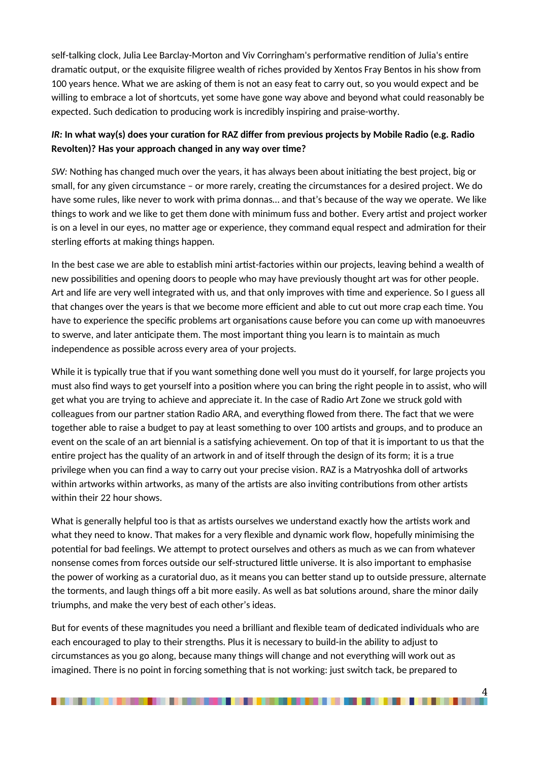self-talking clock, Julia Lee Barclay-Morton and Viv Corringham's performative rendition of Julia's entire dramatic output, or the exquisite filigree wealth of riches provided by Xentos Fray Bentos in his show from 100 years hence. What we are asking of them is not an easy feat to carry out, so you would expect and be willing to embrace a lot of shortcuts, yet some have gone way above and beyond what could reasonably be expected. Such dedication to producing work is incredibly inspiring and praise-worthy.

***IR:* In what way(s) does your curation for RAZ differ from previous projects by Mobile Radio (e.g. Radio Revolten)? Has your approach changed in any way over time?**

*SW:* Nothing has changed much over the years, it has always been about initiating the best project, big or small, for any given circumstance – or more rarely, creating the circumstances for a desired project. We do have some rules, like never to work with prima donnas... and that's because of the way we operate. We like things to work and we like to get them done with minimum fuss and bother. Every artist and project worker is on a level in our eyes, no matter age or experience, they command equal respect and admiration for their sterling efforts at making things happen.

In the best case we are able to establish mini artist-factories within our projects, leaving behind a wealth of new possibilities and opening doors to people who may have previously thought art was for other people. Art and life are very well integrated with us, and that only improves with time and experience. So I guess all that changes over the years is that we become more efficient and able to cut out more crap each time. You have to experience the specific problems art organisations cause before you can come up with manoeuvres to swerve, and later anticipate them. The most important thing you learn is to maintain as much independence as possible across every area of your projects.

While it is typically true that if you want something done well you must do it yourself, for large projects you must also find ways to get yourself into a position where you can bring the right people in to assist, who will get what you are trying to achieve and appreciate it. In the case of Radio Art Zone we struck gold with colleagues from our partner station Radio ARA, and everything flowed from there. The fact that we were together able to raise a budget to pay at least something to over 100 artists and groups, and to produce an event on the scale of an art biennial is a satisfying achievement. On top of that it is important to us that the entire project has the quality of an artwork in and of itself through the design of its form; it is a true privilege when you can find a way to carry out your precise vision. RAZ is a Matryoshka doll of artworks within artworks within artworks, as many of the artists are also inviting contributions from other artists within their 22 hour shows.

What is generally helpful too is that as artists ourselves we understand exactly how the artists work and what they need to know. That makes for a very flexible and dynamic work flow, hopefully minimising the potential for bad feelings. We attempt to protect ourselves and others as much as we can from whatever nonsense comes from forces outside our self-structured little universe. It is also important to emphasise the power of working as a curatorial duo, as it means you can better stand up to outside pressure, alternate the torments, and laugh things off a bit more easily. As well as bat solutions around, share the minor daily triumphs, and make the very best of each other's ideas.

But for events of these magnitudes you need a brilliant and flexible team of dedicated individuals who are each encouraged to play to their strengths. Plus it is necessary to build-in the ability to adjust to circumstances as you go along, because many things will change and not everything will work out as imagined. There is no point in forcing something that is not working: just switch tack, be prepared to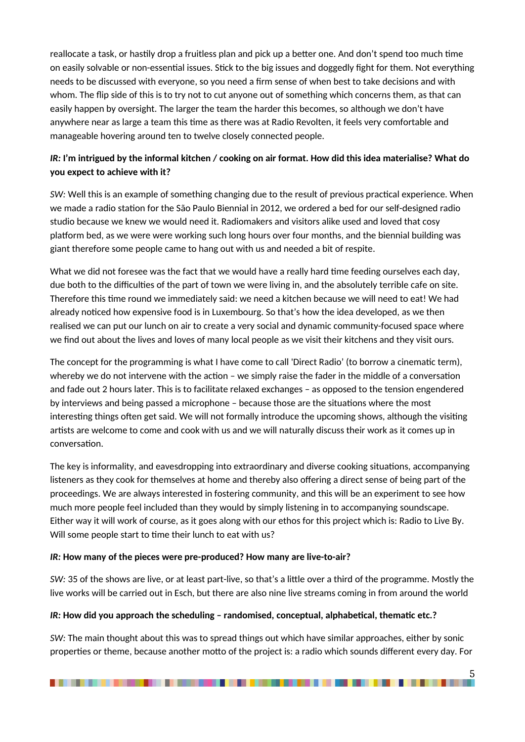reallocate a task, or hastily drop a fruitless plan and pick up a better one. And don't spend too much time on easily solvable or non-essential issues. Stick to the big issues and doggedly fight for them. Not everything needs to be discussed with everyone, so you need a firm sense of when best to take decisions and with whom. The flip side of this is to try not to cut anyone out of something which concerns them, as that can easily happen by oversight. The larger the team the harder this becomes, so although we don't have anywhere near as large a team this time as there was at Radio Revolten, it feels very comfortable and manageable hovering around ten to twelve closely connected people.

***IR:* I'm intrigued by the informal kitchen / cooking on air format. How did this idea materialise? What do you expect to achieve with it?**

*SW:* Well this is an example of something changing due to the result of previous practical experience. When we made a radio station for the São Paulo Biennial in 2012, we ordered a bed for our self-designed radio studio because we knew we would need it. Radiomakers and visitors alike used and loved that cosy platform bed, as we were were working such long hours over four months, and the biennial building was giant therefore some people came to hang out with us and needed a bit of respite.

What we did not foresee was the fact that we would have a really hard time feeding ourselves each day, due both to the difficulties of the part of town we were living in, and the absolutely terrible cafe on site. Therefore this time round we immediately said: we need a kitchen because we will need to eat! We had already noticed how expensive food is in Luxembourg. So that's how the idea developed, as we then realised we can put our lunch on air to create a very social and dynamic community-focused space where we find out about the lives and loves of many local people as we visit their kitchens and they visit ours.

The concept for the programming is what I have come to call 'Direct Radio' (to borrow a cinematic term), whereby we do not intervene with the action – we simply raise the fader in the middle of a conversation and fade out 2 hours later. This is to facilitate relaxed exchanges – as opposed to the tension engendered by interviews and being passed a microphone – because those are the situations where the most interesting things often get said. We will not formally introduce the upcoming shows, although the visiting artists are welcome to come and cook with us and we will naturally discuss their work as it comes up in conversation.

The key is informality, and eavesdropping into extraordinary and diverse cooking situations, accompanying listeners as they cook for themselves at home and thereby also offering a direct sense of being part of the proceedings. We are always interested in fostering community, and this will be an experiment to see how much more people feel included than they would by simply listening in to accompanying soundscape. Either way it will work of course, as it goes along with our ethos for this project which is: Radio to Live By. Will some people start to time their lunch to eat with us?

***IR:* How many of the pieces were pre-produced? How many are live-to-air?**

*SW:* 35 of the shows are live, or at least part-live, so that's a little over a third of the programme. Mostly the live works will be carried out in Esch, but there are also nine live streams coming in from around the world

***IR:* How did you approach the scheduling – randomised, conceptual, alphabetical, thematic etc.?**

*SW:* The main thought about this was to spread things out which have similar approaches, either by sonic properties or theme, because another motto of the project is: a radio which sounds different every day. For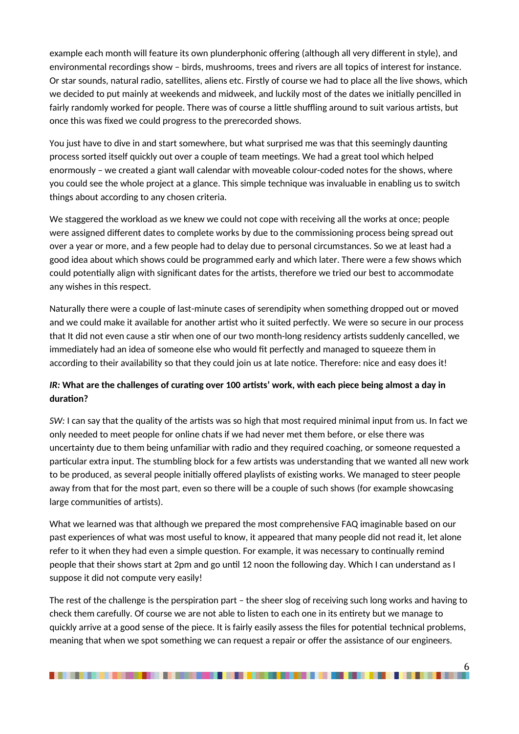example each month will feature its own plunderphonic offering (although all very different in style), and environmental recordings show – birds, mushrooms, trees and rivers are all topics of interest for instance. Or star sounds, natural radio, satellites, aliens etc. Firstly of course we had to place all the live shows, which we decided to put mainly at weekends and midweek, and luckily most of the dates we initially pencilled in fairly randomly worked for people. There was of course a little shuffling around to suit various artists, but once this was fixed we could progress to the prerecorded shows.

You just have to dive in and start somewhere, but what surprised me was that this seemingly daunting process sorted itself quickly out over a couple of team meetings. We had a great tool which helped enormously – we created a giant wall calendar with moveable colour-coded notes for the shows, where you could see the whole project at a glance. This simple technique was invaluable in enabling us to switch things about according to any chosen criteria.

We staggered the workload as we knew we could not cope with receiving all the works at once; people were assigned different dates to complete works by due to the commissioning process being spread out over a year or more, and a few people had to delay due to personal circumstances. So we at least had a good idea about which shows could be programmed early and which later. There were a few shows which could potentially align with significant dates for the artists, therefore we tried our best to accommodate any wishes in this respect.

Naturally there were a couple of last-minute cases of serendipity when something dropped out or moved and we could make it available for another artist who it suited perfectly. We were so secure in our process that It did not even cause a stir when one of our two month-long residency artists suddenly cancelled, we immediately had an idea of someone else who would fit perfectly and managed to squeeze them in according to their availability so that they could join us at late notice. Therefore: nice and easy does it!

***IR:* What are the challenges of curating over 100 artists' work, with each piece being almost a day in duration?**

*SW:* I can say that the quality of the artists was so high that most required minimal input from us. In fact we only needed to meet people for online chats if we had never met them before, or else there was uncertainty due to them being unfamiliar with radio and they required coaching, or someone requested a particular extra input. The stumbling block for a few artists was understanding that we wanted all new work to be produced, as several people initially offered playlists of existing works. We managed to steer people away from that for the most part, even so there will be a couple of such shows (for example showcasing large communities of artists).

What we learned was that although we prepared the most comprehensive FAQ imaginable based on our past experiences of what was most useful to know, it appeared that many people did not read it, let alone refer to it when they had even a simple question. For example, it was necessary to continually remind people that their shows start at 2pm and go until 12 noon the following day. Which I can understand as I suppose it did not compute very easily!

The rest of the challenge is the perspiration part – the sheer slog of receiving such long works and having to check them carefully. Of course we are not able to listen to each one in its entirety but we manage to quickly arrive at a good sense of the piece. It is fairly easily assess the files for potential technical problems, meaning that when we spot something we can request a repair or offer the assistance of our engineers.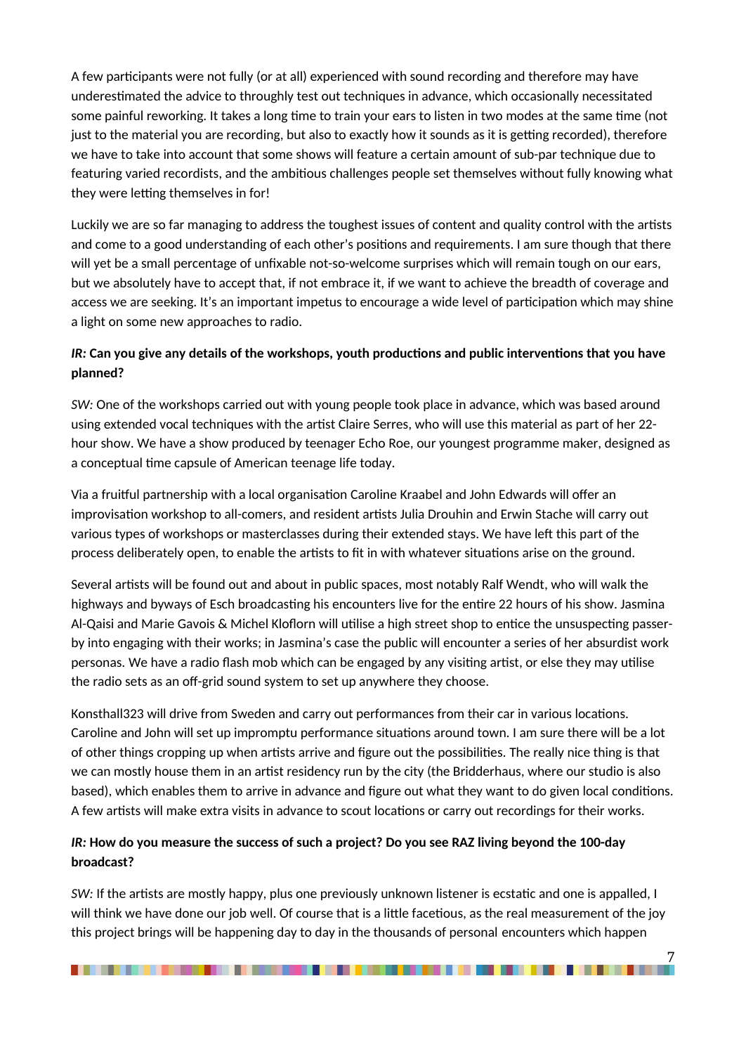A few participants were not fully (or at all) experienced with sound recording and therefore may have underestimated the advice to throughly test out techniques in advance, which occasionally necessitated some painful reworking. It takes a long time to train your ears to listen in two modes at the same time (not just to the material you are recording, but also to exactly how it sounds as it is getting recorded), therefore we have to take into account that some shows will feature a certain amount of sub-par technique due to featuring varied recordists, and the ambitious challenges people set themselves without fully knowing what they were letting themselves in for!

Luckily we are so far managing to address the toughest issues of content and quality control with the artists and come to a good understanding of each other's positions and requirements. I am sure though that there will yet be a small percentage of unfixable not-so-welcome surprises which will remain tough on our ears, but we absolutely have to accept that, if not embrace it, if we want to achieve the breadth of coverage and access we are seeking. It's an important impetus to encourage a wide level of participation which may shine a light on some new approaches to radio.

***IR:* Can you give any details of the workshops, youth productions and public interventions that you have planned?**

*SW:* One of the workshops carried out with young people took place in advance, which was based around using extended vocal techniques with the artist Claire Serres, who will use this material as part of her 22-hour show. We have a show produced by teenager Echo Roe, our youngest programme maker, designed as a conceptual time capsule of American teenage life today.

Via a fruitful partnership with a local organisation Caroline Kraabel and John Edwards will offer an improvisation workshop to all-comers, and resident artists Julia Drouhin and Erwin Stache will carry out various types of workshops or masterclasses during their extended stays. We have left this part of the process deliberately open, to enable the artists to fit in with whatever situations arise on the ground.

Several artists will be found out and about in public spaces, most notably Ralf Wendt, who will walk the highways and byways of Esch broadcasting his encounters live for the entire 22 hours of his show. Jasmina Al-Qaisi and Marie Gavois & Michel Kloflorn will utilise a high street shop to entice the unsuspecting passer-by into engaging with their works; in Jasmina's case the public will encounter a series of her absurdist work personas. We have a radio flash mob which can be engaged by any visiting artist, or else they may utilise the radio sets as an off-grid sound system to set up anywhere they choose.

Konsthall323 will drive from Sweden and carry out performances from their car in various locations. Caroline and John will set up impromptu performance situations around town. I am sure there will be a lot of other things cropping up when artists arrive and figure out the possibilities. The really nice thing is that we can mostly house them in an artist residency run by the city (the Bridderhaus, where our studio is also based), which enables them to arrive in advance and figure out what they want to do given local conditions. A few artists will make extra visits in advance to scout locations or carry out recordings for their works.

***IR:* How do you measure the success of such a project? Do you see RAZ living beyond the 100-day broadcast?**

*SW:* If the artists are mostly happy, plus one previously unknown listener is ecstatic and one is appalled, I will think we have done our job well. Of course that is a little facetious, as the real measurement of the joy this project brings will be happening day to day in the thousands of personal encounters which happen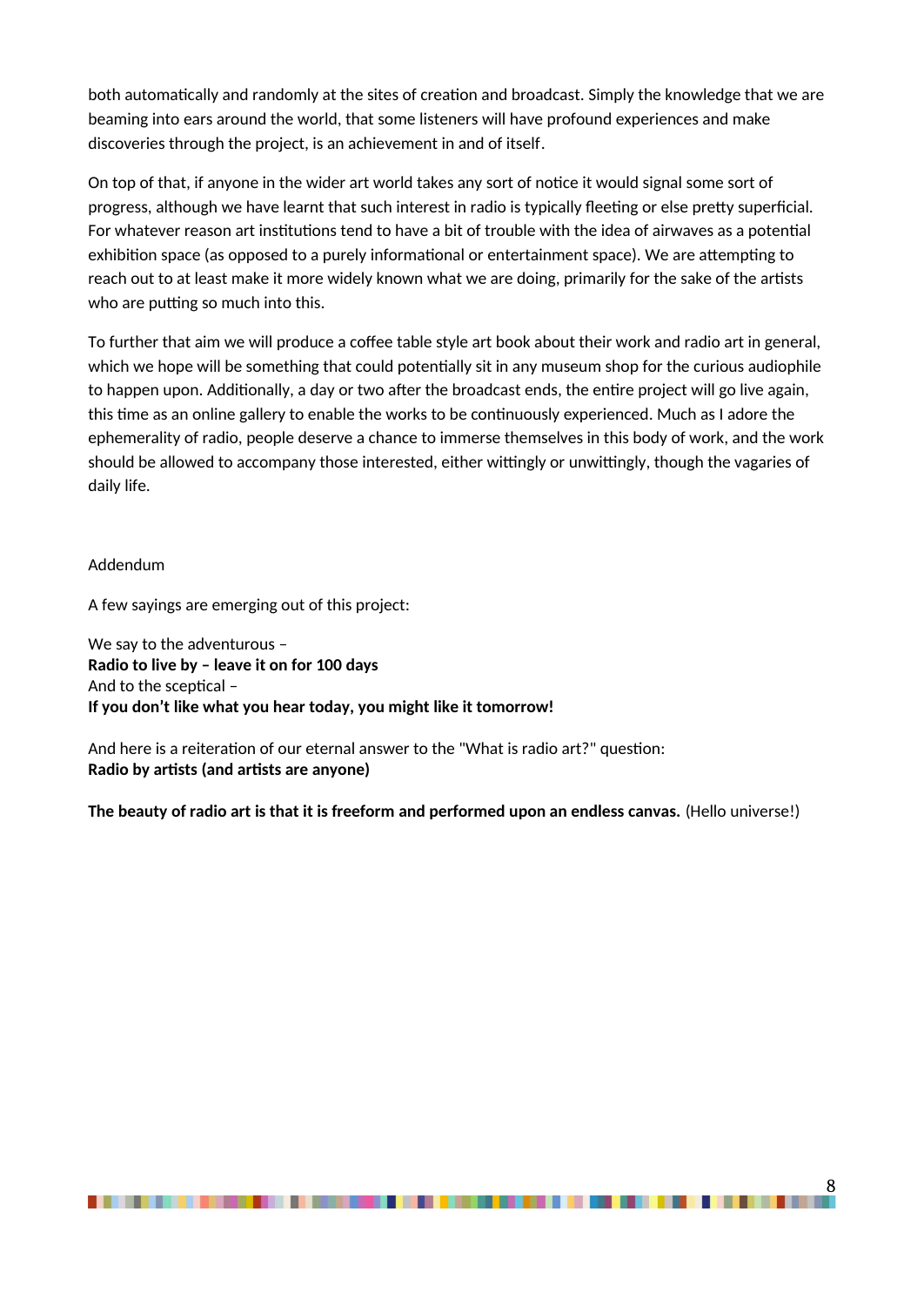both automatically and randomly at the sites of creation and broadcast. Simply the knowledge that we are beaming into ears around the world, that some listeners will have profound experiences and make discoveries through the project, is an achievement in and of itself.

On top of that, if anyone in the wider art world takes any sort of notice it would signal some sort of progress, although we have learnt that such interest in radio is typically fleeting or else pretty superficial. For whatever reason art institutions tend to have a bit of trouble with the idea of airwaves as a potential exhibition space (as opposed to a purely informational or entertainment space). We are attempting to reach out to at least make it more widely known what we are doing, primarily for the sake of the artists who are putting so much into this.

To further that aim we will produce a coffee table style art book about their work and radio art in general, which we hope will be something that could potentially sit in any museum shop for the curious audiophile to happen upon. Additionally, a day or two after the broadcast ends, the entire project will go live again, this time as an online gallery to enable the works to be continuously experienced. Much as I adore the ephemerality of radio, people deserve a chance to immerse themselves in this body of work, and the work should be allowed to accompany those interested, either wittingly or unwittingly, though the vagaries of daily life.

Addendum

A few sayings are emerging out of this project:

We say to the adventurous –
**Radio to live by – leave it on for 100 days**
And to the sceptical –
**If you don't like what you hear today, you might like it tomorrow!**

And here is a reiteration of our eternal answer to the "What is radio art?" question:
**Radio by artists (and artists are anyone)**

**The beauty of radio art is that it is freeform and performed upon an endless canvas.** (Hello universe!)